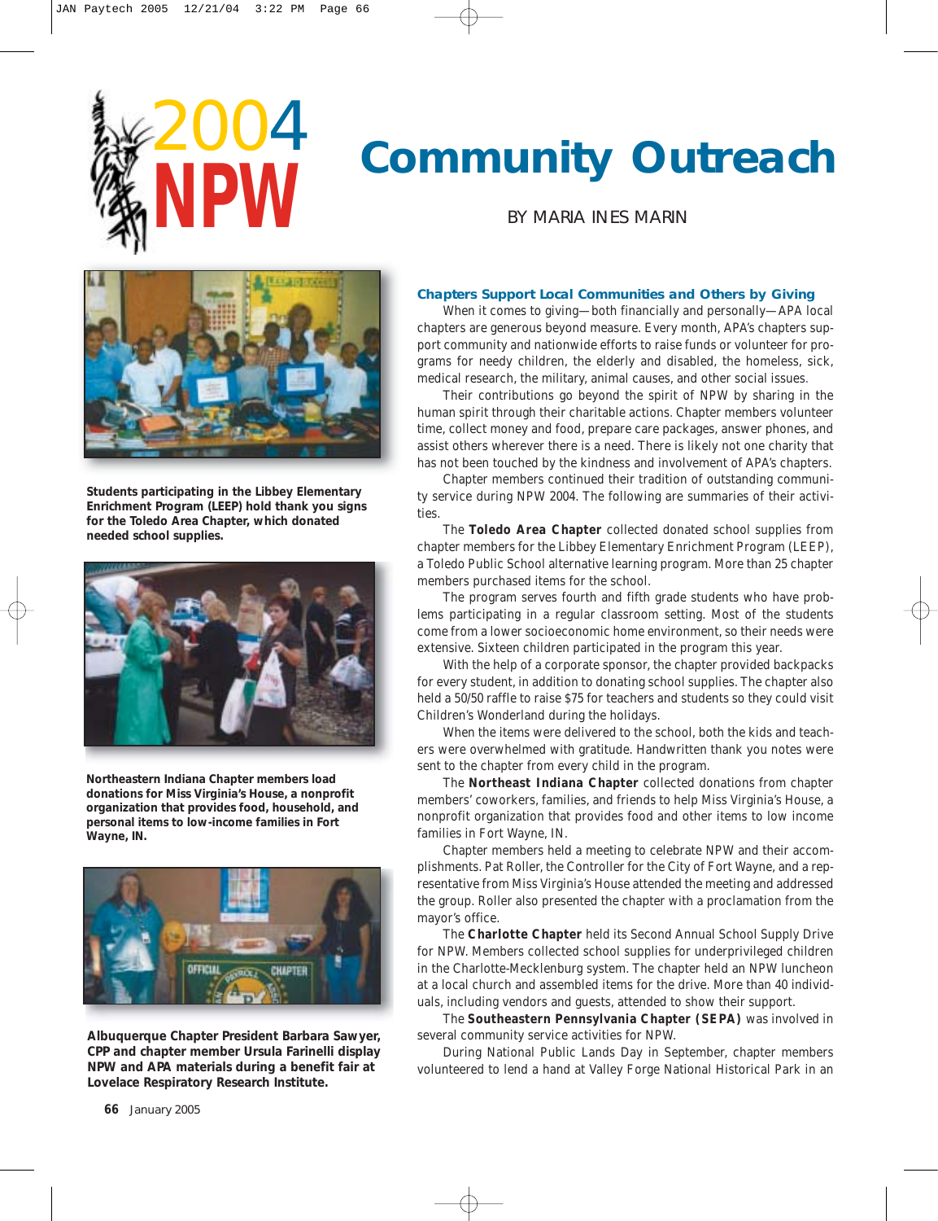# 2004 NPW Community Outreach

BY MARIA INES MARIN

Students participating in the Libbey Elementary Enrichment Program (LEEP) hold thank you signs for the Toledo Area Chapter, which donated needed school supplies.

Northeastern Indiana Chapter members load donations for Miss Virginia's House, a nonprofit organization that provides food, household, and personal items to low-income families in Fort Wayne, IN.

Albuquerque Chapter President Barbara Sawyer, CPP and chapter member Ursula Farinelli display NPW and APA materials during a benefit fair at Lovelace Respiratory Research Institute.

## Chapters Support Local Communities and Others by Giving

When it comes to giving—both financially and personally—APA local chapters are generous beyond measure. Every month, APA's chapters support community and nationwide efforts to raise funds or volunteer for programs for needy children, the elderly and disabled, the homeless, sick, medical research, the military, animal causes, and other social issues.

Their contributions go beyond the spirit of NPW by sharing in the human spirit through their charitable actions. Chapter members volunteer time, collect money and food, prepare care packages, answer phones, and assist others wherever there is a need. There is likely not one charity that has not been touched by the kindness and involvement of APA's chapters.

Chapter members continued their tradition of outstanding community service during NPW 2004. The following are summaries of their activities.

The **Toledo Area Chapter** collected donated school supplies from chapter members for the Libbey Elementary Enrichment Program (LEEP), a Toledo Public School alternative learning program. More than 25 chapter members purchased items for the school.

The program serves fourth and fifth grade students who have problems participating in a regular classroom setting. Most of the students come from a lower socioeconomic home environment, so their needs were extensive. Sixteen children participated in the program this year.

With the help of a corporate sponsor, the chapter provided backpacks for every student, in addition to donating school supplies. The chapter also held a 50/50 raffle to raise $75 for teachers and students so they could visit Children's Wonderland during the holidays.

When the items were delivered to the school, both the kids and teachers were overwhelmed with gratitude. Handwritten thank you notes were sent to the chapter from every child in the program.

The **Northeast Indiana Chapter** collected donations from chapter members' coworkers, families, and friends to help Miss Virginia's House, a nonprofit organization that provides food and other items to low income families in Fort Wayne, IN.

Chapter members held a meeting to celebrate NPW and their accomplishments. Pat Roller, the Controller for the City of Fort Wayne, and a representative from Miss Virginia's House attended the meeting and addressed the group. Roller also presented the chapter with a proclamation from the mayor's office.

The **Charlotte Chapter** held its Second Annual School Supply Drive for NPW. Members collected school supplies for underprivileged children in the Charlotte-Mecklenburg system. The chapter held an NPW luncheon at a local church and assembled items for the drive. More than 40 individuals, including vendors and guests, attended to show their support.

The **Southeastern Pennsylvania Chapter (SEPA)** was involved in several community service activities for NPW.

During National Public Lands Day in September, chapter members volunteered to lend a hand at Valley Forge National Historical Park in an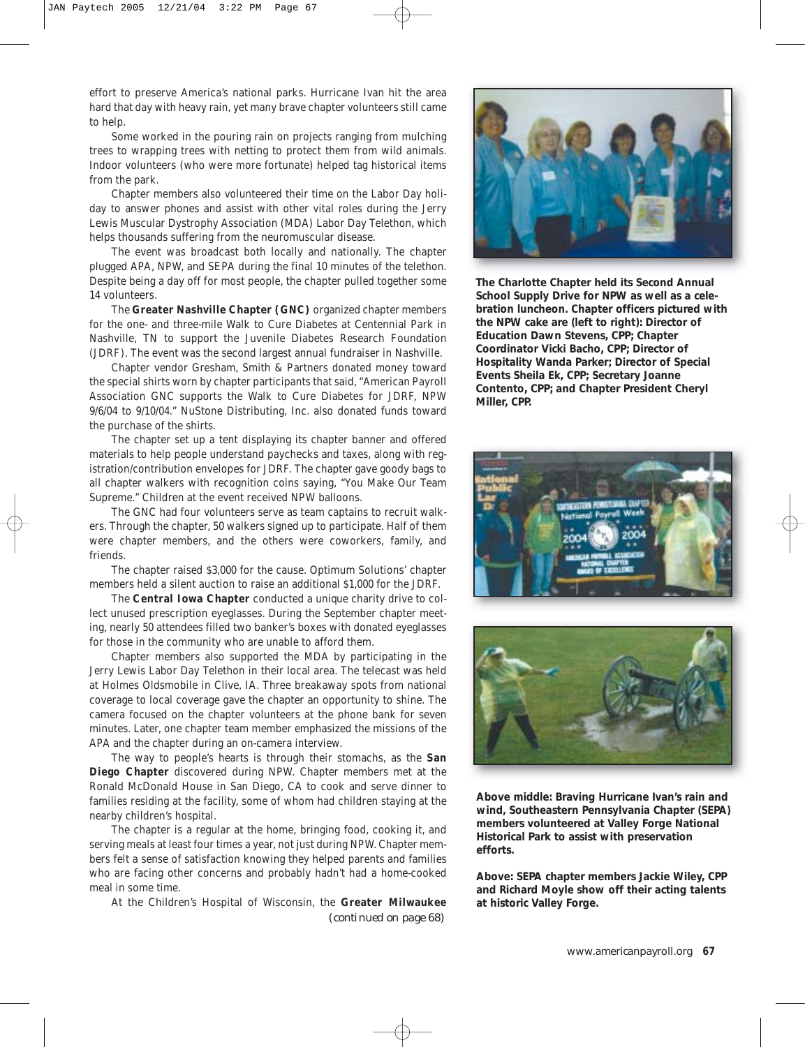effort to preserve America's national parks. Hurricane Ivan hit the area hard that day with heavy rain, yet many brave chapter volunteers still came to help.

Some worked in the pouring rain on projects ranging from mulching trees to wrapping trees with netting to protect them from wild animals. Indoor volunteers (who were more fortunate) helped tag historical items from the park.

Chapter members also volunteered their time on the Labor Day holiday to answer phones and assist with other vital roles during the Jerry Lewis Muscular Dystrophy Association (MDA) Labor Day Telethon, which helps thousands suffering from the neuromuscular disease.

The event was broadcast both locally and nationally. The chapter plugged APA, NPW, and SEPA during the final 10 minutes of the telethon. Despite being a day off for most people, the chapter pulled together some 14 volunteers.

The **Greater Nashville Chapter (GNC)** organized chapter members for the one- and three-mile Walk to Cure Diabetes at Centennial Park in Nashville, TN to support the Juvenile Diabetes Research Foundation (JDRF). The event was the second largest annual fundraiser in Nashville.

Chapter vendor Gresham, Smith & Partners donated money toward the special shirts worn by chapter participants that said, "American Payroll Association GNC supports the Walk to Cure Diabetes for JDRF, NPW 9/6/04 to 9/10/04." NuStone Distributing, Inc. also donated funds toward the purchase of the shirts.

The chapter set up a tent displaying its chapter banner and offered materials to help people understand paychecks and taxes, along with registration/contribution envelopes for JDRF. The chapter gave goody bags to all chapter walkers with recognition coins saying, "You Make Our Team Supreme." Children at the event received NPW balloons.

The GNC had four volunteers serve as team captains to recruit walkers. Through the chapter, 50 walkers signed up to participate. Half of them were chapter members, and the others were coworkers, family, and friends.

The chapter raised $3,000 for the cause. Optimum Solutions' chapter members held a silent auction to raise an additional $1,000 for the JDRF.

The **Central Iowa Chapter** conducted a unique charity drive to collect unused prescription eyeglasses. During the September chapter meeting, nearly 50 attendees filled two banker's boxes with donated eyeglasses for those in the community who are unable to afford them.

Chapter members also supported the MDA by participating in the Jerry Lewis Labor Day Telethon in their local area. The telecast was held at Holmes Oldsmobile in Clive, IA. Three breakaway spots from national coverage to local coverage gave the chapter an opportunity to shine. The camera focused on the chapter volunteers at the phone bank for seven minutes. Later, one chapter team member emphasized the missions of the APA and the chapter during an on-camera interview.

The way to people's hearts is through their stomachs, as the **San Diego Chapter** discovered during NPW. Chapter members met at the Ronald McDonald House in San Diego, CA to cook and serve dinner to families residing at the facility, some of whom had children staying at the nearby children's hospital.

The chapter is a regular at the home, bringing food, cooking it, and serving meals at least four times a year, not just during NPW. Chapter members felt a sense of satisfaction knowing they helped parents and families who are facing other concerns and probably hadn't had a home-cooked meal in some time.

At the Children's Hospital of Wisconsin, the **Greater Milwaukee**

*(continued on page 68)*

**The Charlotte Chapter held its Second Annual School Supply Drive for NPW as well as a celebration luncheon. Chapter officers pictured with the NPW cake are (left to right): Director of Education Dawn Stevens, CPP; Chapter Coordinator Vicki Bacho, CPP; Director of Hospitality Wanda Parker; Director of Special Events Sheila Ek, CPP; Secretary Joanne Contento, CPP; and Chapter President Cheryl Miller, CPP.**

**Above middle: Braving Hurricane Ivan's rain and wind, Southeastern Pennsylvania Chapter (SEPA) members volunteered at Valley Forge National Historical Park to assist with preservation efforts.**

**Above: SEPA chapter members Jackie Wiley, CPP and Richard Moyle show off their acting talents at historic Valley Forge.**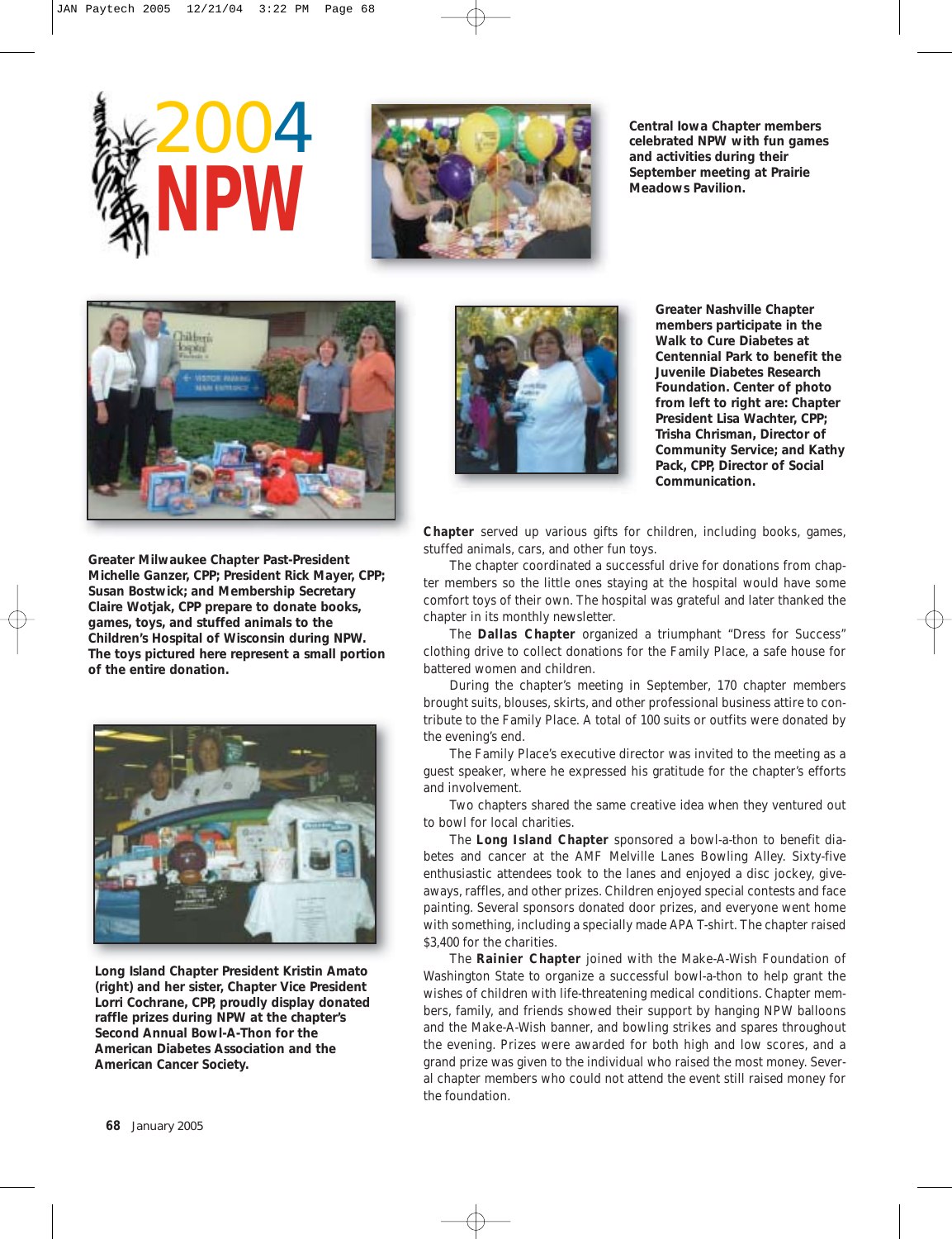# 2004 NPW

Central Iowa Chapter members celebrated NPW with fun games and activities during their September meeting at Prairie Meadows Pavilion.

Greater Nashville Chapter members participate in the Walk to Cure Diabetes at Centennial Park to benefit the Juvenile Diabetes Research Foundation. Center of photo from left to right are: Chapter President Lisa Wachter, CPP; Trisha Chrisman, Director of Community Service; and Kathy Pack, CPP, Director of Social Communication.

Greater Milwaukee Chapter Past-President Michelle Ganzer, CPP; President Rick Mayer, CPP; Susan Bostwick; and Membership Secretary Claire Wotjak, CPP prepare to donate books, games, toys, and stuffed animals to the Children's Hospital of Wisconsin during NPW. The toys pictured here represent a small portion of the entire donation.

Long Island Chapter President Kristin Amato (right) and her sister, Chapter Vice President Lorri Cochrane, CPP, proudly display donated raffle prizes during NPW at the chapter's Second Annual Bowl-A-Thon for the American Diabetes Association and the American Cancer Society.

**Chapter** served up various gifts for children, including books, games, stuffed animals, cars, and other fun toys.

The chapter coordinated a successful drive for donations from chapter members so the little ones staying at the hospital would have some comfort toys of their own. The hospital was grateful and later thanked the chapter in its monthly newsletter.

The **Dallas Chapter** organized a triumphant "Dress for Success" clothing drive to collect donations for the Family Place, a safe house for battered women and children.

During the chapter's meeting in September, 170 chapter members brought suits, blouses, skirts, and other professional business attire to contribute to the Family Place. A total of 100 suits or outfits were donated by the evening's end.

The Family Place's executive director was invited to the meeting as a guest speaker, where he expressed his gratitude for the chapter's efforts and involvement.

Two chapters shared the same creative idea when they ventured out to bowl for local charities.

The **Long Island Chapter** sponsored a bowl-a-thon to benefit diabetes and cancer at the AMF Melville Lanes Bowling Alley. Sixty-five enthusiastic attendees took to the lanes and enjoyed a disc jockey, giveaways, raffles, and other prizes. Children enjoyed special contests and face painting. Several sponsors donated door prizes, and everyone went home with something, including a specially made APA T-shirt. The chapter raised $3,400 for the charities.

The **Rainier Chapter** joined with the Make-A-Wish Foundation of Washington State to organize a successful bowl-a-thon to help grant the wishes of children with life-threatening medical conditions. Chapter members, family, and friends showed their support by hanging NPW balloons and the Make-A-Wish banner, and bowling strikes and spares throughout the evening. Prizes were awarded for both high and low scores, and a grand prize was given to the individual who raised the most money. Several chapter members who could not attend the event still raised money for the foundation.